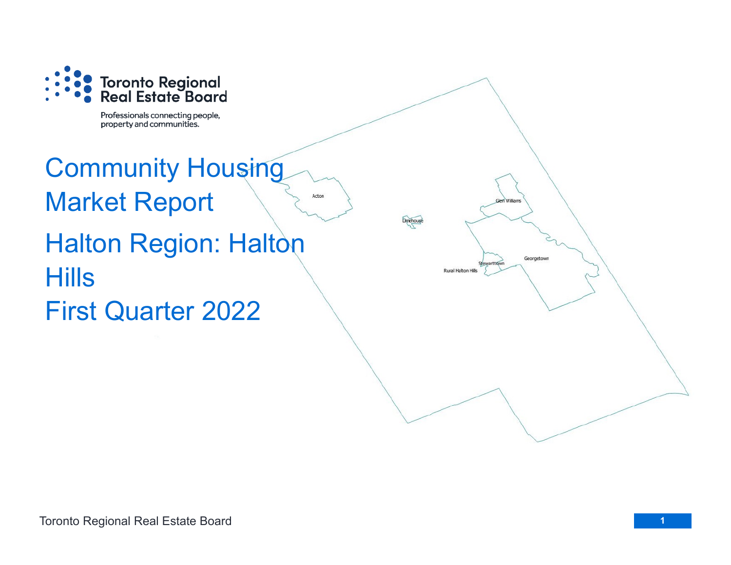Toronto Regional Real Estate Board

Professionals connecting people, property and communities.

# Community Housing Market Report

# Halton Region: Halton Hills

# First Quarter 2022

Acton

Glen Williams

Limehouse

Georgetown

Stewarttown

Rural Halton Hills

Toronto Regional Real Estate Board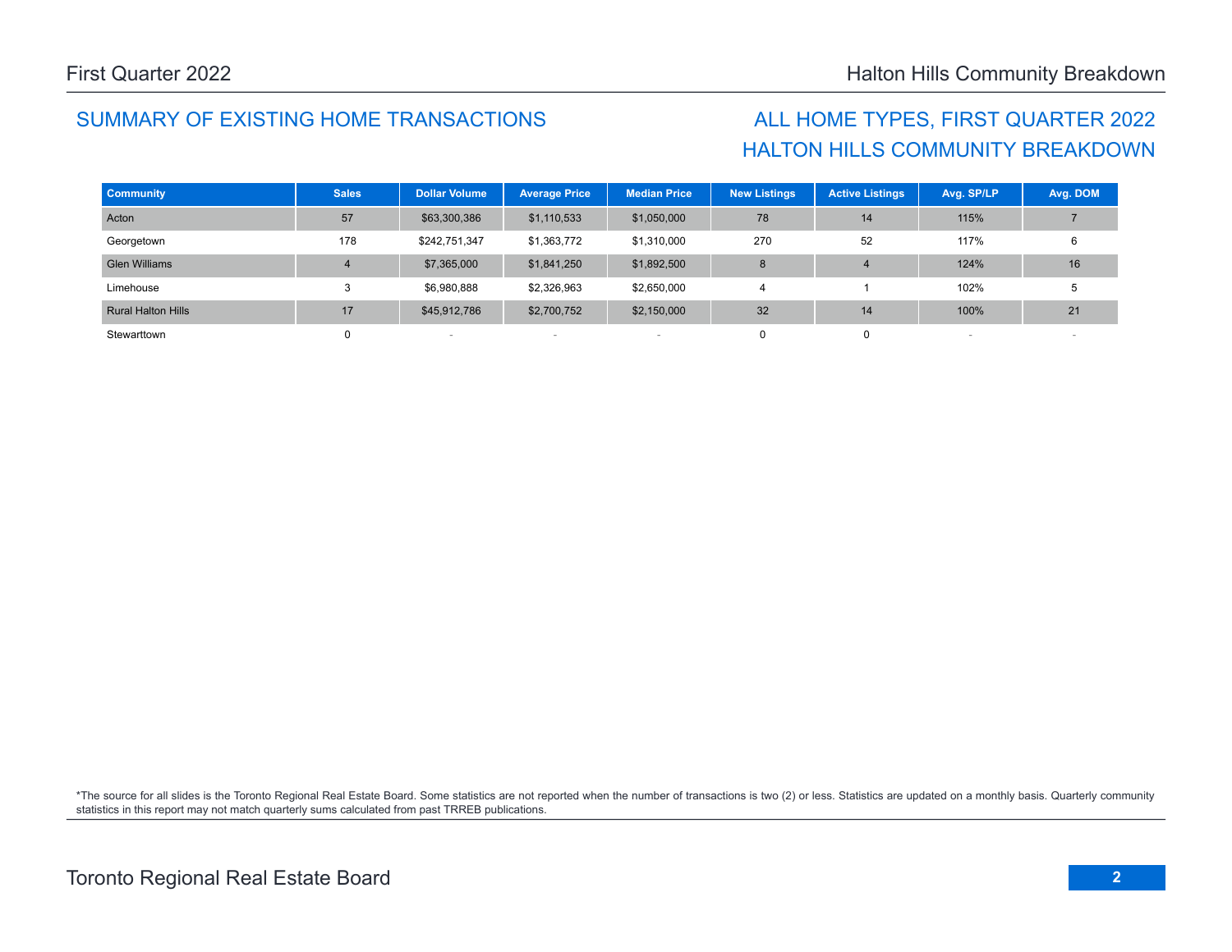## SUMMARY OF EXISTING HOME TRANSACTIONS

## ALL HOME TYPES, FIRST QUARTER 2022
## HALTON HILLS COMMUNITY BREAKDOWN

| Community | Sales | Dollar Volume | Average Price | Median Price | New Listings | Active Listings | Avg. SP/LP | Avg. DOM |
|---|---|---|---|---|---|---|---|---|
| Acton | 57 | $63,300,386 | $1,110,533 | $1,050,000 | 78 | 14 | 115% | 7 |
| Georgetown | 178 | $242,751,347 | $1,363,772 | $1,310,000 | 270 | 52 | 117% | 6 |
| Glen Williams | 4 | $7,365,000 | $1,841,250 | $1,892,500 | 8 | 4 | 124% | 16 |
| Limehouse | 3 | $6,980,888 | $2,326,963 | $2,650,000 | 4 | 1 | 102% | 5 |
| Rural Halton Hills | 17 | $45,912,786 | $2,700,752 | $2,150,000 | 32 | 14 | 100% | 21 |
| Stewarttown | 0 | - | - | - | 0 | 0 | - | - |

*The source for all slides is the Toronto Regional Real Estate Board. Some statistics are not reported when the number of transactions is two (2) or less. Statistics are updated on a monthly basis. Quarterly community statistics in this report may not match quarterly sums calculated from past TRREB publications.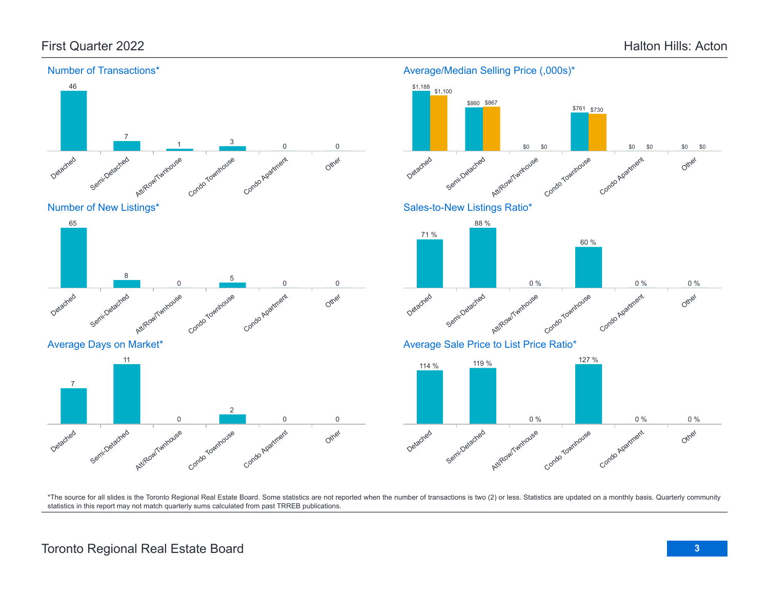First Quarter 2022

Halton Hills: Acton

## Number of Transactions*

46
7
1
3
0
0

Detached
Semi-Detached
Att/Row/Twnhouse
Condo Townhouse
Condo Apartment
Other

## Average/Median Selling Price (,000s)*

$1,188
$1,100
$860
$867
$0
$0
$761
$730
$0
$0
$0
$0

Detached
Semi-Detached
Att/Row/Twnhouse
Condo Townhouse
Condo Apartment
Other

## Number of New Listings*

65
8
0
5
0
0

Detached
Semi-Detached
Att/Row/Twnhouse
Condo Townhouse
Condo Apartment
Other

## Sales-to-New Listings Ratio*

71 %
88 %
0 %
60 %
0 %
0 %

Detached
Semi-Detached
Att/Row/Twnhouse
Condo Townhouse
Condo Apartment
Other

## Average Days on Market*

7
11
0
2
0
0

Detached
Semi-Detached
Att/Row/Twnhouse
Condo Townhouse
Condo Apartment
Other

## Average Sale Price to List Price Ratio*

114 %
119 %
0 %
127 %
0 %
0 %

Detached
Semi-Detached
Att/Row/Twnhouse
Condo Townhouse
Condo Apartment
Other

*The source for all slides is the Toronto Regional Real Estate Board. Some statistics are not reported when the number of transactions is two (2) or less. Statistics are updated on a monthly basis. Quarterly community statistics in this report may not match quarterly sums calculated from past TRREB publications.

Toronto Regional Real Estate Board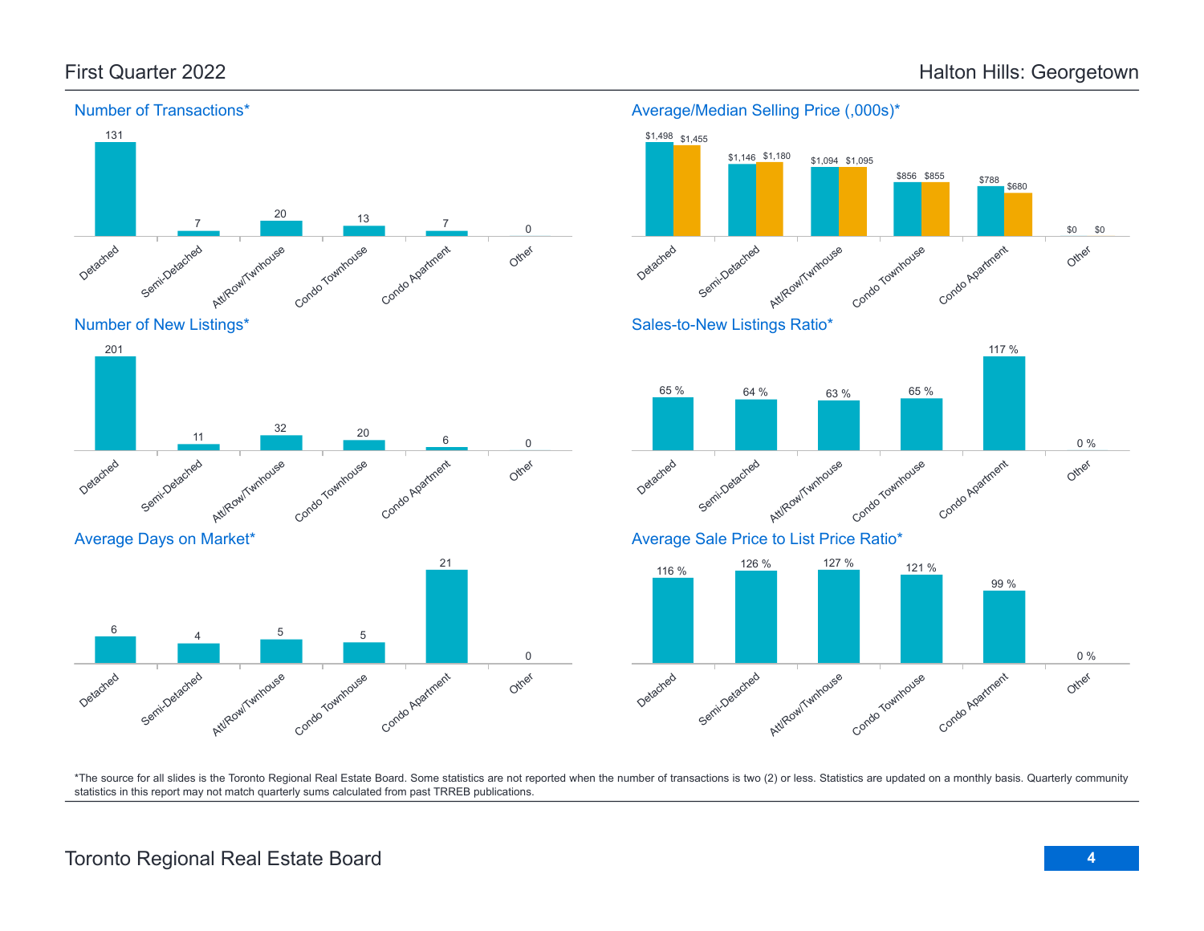First Quarter 2022

Halton Hills: Georgetown

## Number of Transactions*

131
7
20
13
7
0

Detached
Semi-Detached
Att/Row/Twnhouse
Condo Townhouse
Condo Apartment
Other

## Average/Median Selling Price (,000s)*

$1,498 $1,455
$1,146 $1,180
$1,094 $1,095
$856 $855
$788 $680
$0 $0

Detached
Semi-Detached
Att/Row/Twnhouse
Condo Townhouse
Condo Apartment
Other

## Number of New Listings*

201
11
32
20
6
0

Detached
Semi-Detached
Att/Row/Twnhouse
Condo Townhouse
Condo Apartment
Other

## Sales-to-New Listings Ratio*

65 %
64 %
63 %
65 %
117 %
0 %

Detached
Semi-Detached
Att/Row/Twnhouse
Condo Townhouse
Condo Apartment
Other

## Average Days on Market*

6
4
5
5
21
0

Detached
Semi-Detached
Att/Row/Twnhouse
Condo Townhouse
Condo Apartment
Other

## Average Sale Price to List Price Ratio*

116 %
126 %
127 %
121 %
99 %
0 %

Detached
Semi-Detached
Att/Row/Twnhouse
Condo Townhouse
Condo Apartment
Other

*The source for all slides is the Toronto Regional Real Estate Board. Some statistics are not reported when the number of transactions is two (2) or less. Statistics are updated on a monthly basis. Quarterly community statistics in this report may not match quarterly sums calculated from past TRREB publications.

Toronto Regional Real Estate Board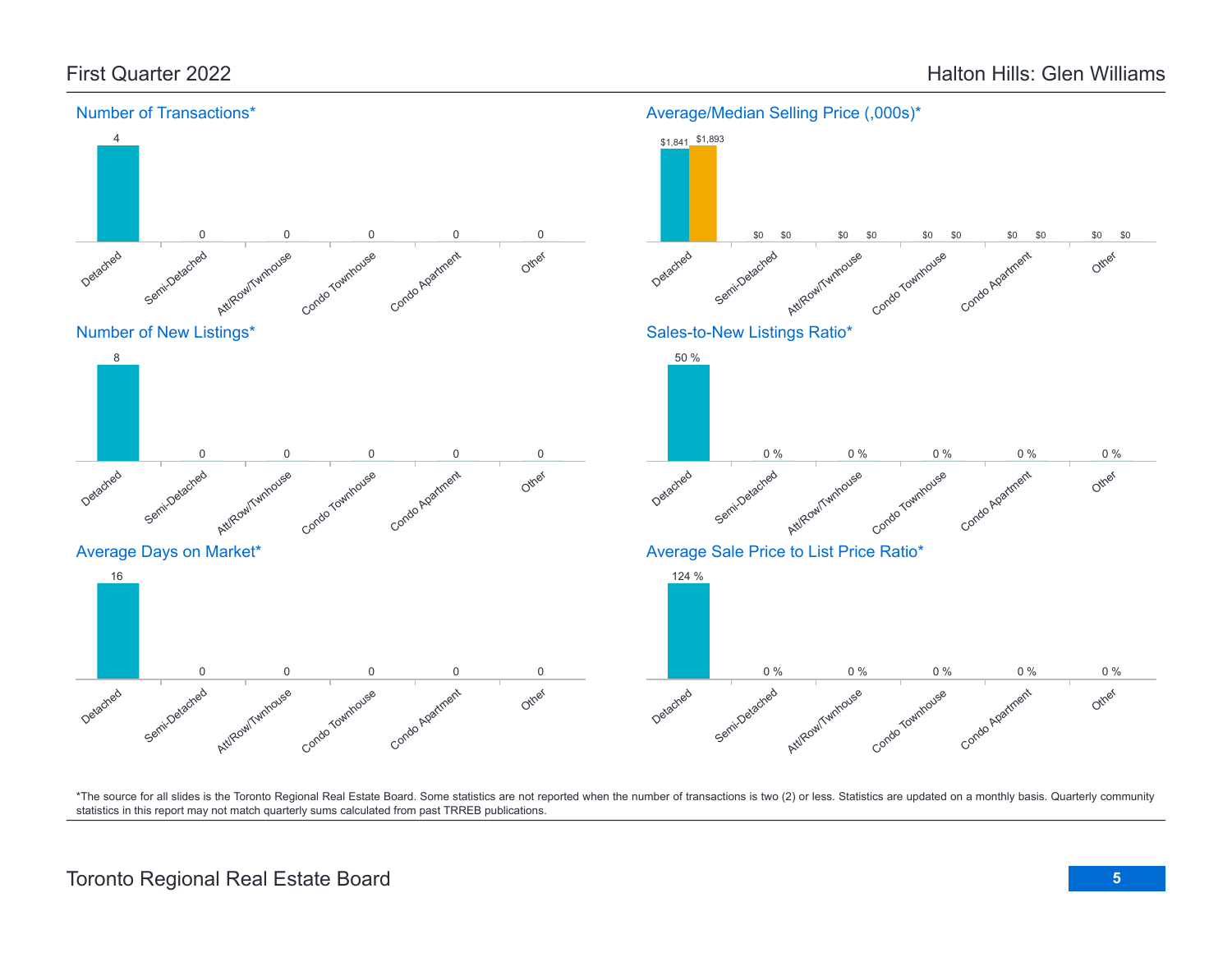# First Quarter 2022

# Halton Hills: Glen Williams

## Number of Transactions*

4
0
0
0
0
0

Detached
Semi-Detached
Att/Row/Twnhouse
Condo Townhouse
Condo Apartment
Other

## Average/Median Selling Price (,000s)*

$1,841 $1,893
$0 $0
$0 $0
$0 $0
$0 $0
$0 $0

Detached
Semi-Detached
Att/Row/Twnhouse
Condo Townhouse
Condo Apartment
Other

## Number of New Listings*

8
0
0
0
0
0

Detached
Semi-Detached
Att/Row/Twnhouse
Condo Townhouse
Condo Apartment
Other

## Sales-to-New Listings Ratio*

50 %
0 %
0 %
0 %
0 %
0 %

Detached
Semi-Detached
Att/Row/Twnhouse
Condo Townhouse
Condo Apartment
Other

## Average Days on Market*

16
0
0
0
0
0

Detached
Semi-Detached
Att/Row/Twnhouse
Condo Townhouse
Condo Apartment
Other

## Average Sale Price to List Price Ratio*

124 %
0 %
0 %
0 %
0 %
0 %

Detached
Semi-Detached
Att/Row/Twnhouse
Condo Townhouse
Condo Apartment
Other

*The source for all slides is the Toronto Regional Real Estate Board. Some statistics are not reported when the number of transactions is two (2) or less. Statistics are updated on a monthly basis. Quarterly community statistics in this report may not match quarterly sums calculated from past TRREB publications.

Toronto Regional Real Estate Board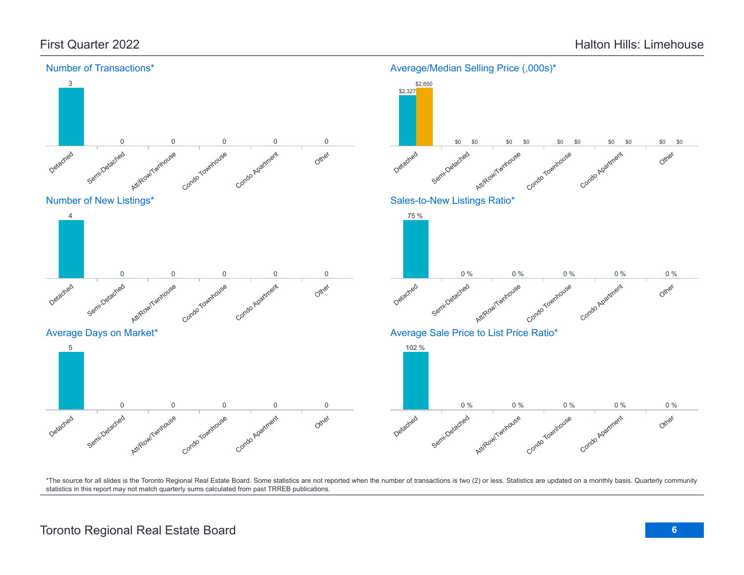# First Quarter 2022 — Halton Hills: Limehouse

## Number of Transactions*

| Detached | Semi-Detached | Att/Row/Twnhouse | Condo Townhouse | Condo Apartment | Other |
|---|---|---|---|---|---|
| 3 | 0 | 0 | 0 | 0 | 0 |

## Average/Median Selling Price (,000s)*

| | Detached | Semi-Detached | Att/Row/Twnhouse | Condo Townhouse | Condo Apartment | Other |
|---|---|---|---|---|---|---|
| Average | $2,327 | $0 | $0 | $0 | $0 | $0 |
| Median | $2,650 | $0 | $0 | $0 | $0 | $0 |

## Number of New Listings*

| Detached | Semi-Detached | Att/Row/Twnhouse | Condo Townhouse | Condo Apartment | Other |
|---|---|---|---|---|---|
| 4 | 0 | 0 | 0 | 0 | 0 |

## Sales-to-New Listings Ratio*

| Detached | Semi-Detached | Att/Row/Twnhouse | Condo Townhouse | Condo Apartment | Other |
|---|---|---|---|---|---|
| 75 % | 0 % | 0 % | 0 % | 0 % | 0 % |

## Average Days on Market*

| Detached | Semi-Detached | Att/Row/Twnhouse | Condo Townhouse | Condo Apartment | Other |
|---|---|---|---|---|---|
| 5 | 0 | 0 | 0 | 0 | 0 |

## Average Sale Price to List Price Ratio*

| Detached | Semi-Detached | Att/Row/Twnhouse | Condo Townhouse | Condo Apartment | Other |
|---|---|---|---|---|---|
| 102 % | 0 % | 0 % | 0 % | 0 % | 0 % |

*The source for all slides is the Toronto Regional Real Estate Board. Some statistics are not reported when the number of transactions is two (2) or less. Statistics are updated on a monthly basis. Quarterly community statistics in this report may not match quarterly sums calculated from past TRREB publications.

Toronto Regional Real Estate Board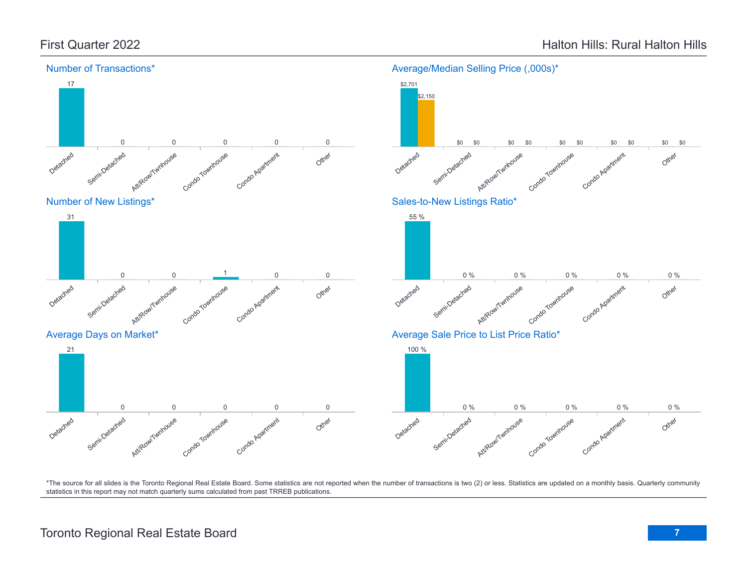First Quarter 2022

# Halton Hills: Rural Halton Hills

## Number of Transactions*

17
0
0
0
0
0

Detached
Semi-Detached
Att/Row/Twnhouse
Condo Townhouse
Condo Apartment
Other

## Average/Median Selling Price (,000s)*

$2,701
$2,150
$0 $0
$0 $0
$0 $0
$0 $0
$0 $0

Detached
Semi-Detached
Att/Row/Twnhouse
Condo Townhouse
Condo Apartment
Other

## Number of New Listings*

31
0
0
1
0
0

Detached
Semi-Detached
Att/Row/Twnhouse
Condo Townhouse
Condo Apartment
Other

## Sales-to-New Listings Ratio*

55 %
0 %
0 %
0 %
0 %
0 %

Detached
Semi-Detached
Att/Row/Twnhouse
Condo Townhouse
Condo Apartment
Other

## Average Days on Market*

21
0
0
0
0
0

Detached
Semi-Detached
Att/Row/Twnhouse
Condo Townhouse
Condo Apartment
Other

## Average Sale Price to List Price Ratio*

100 %
0 %
0 %
0 %
0 %
0 %

Detached
Semi-Detached
Att/Row/Twnhouse
Condo Townhouse
Condo Apartment
Other

*The source for all slides is the Toronto Regional Real Estate Board. Some statistics are not reported when the number of transactions is two (2) or less. Statistics are updated on a monthly basis. Quarterly community statistics in this report may not match quarterly sums calculated from past TRREB publications.

Toronto Regional Real Estate Board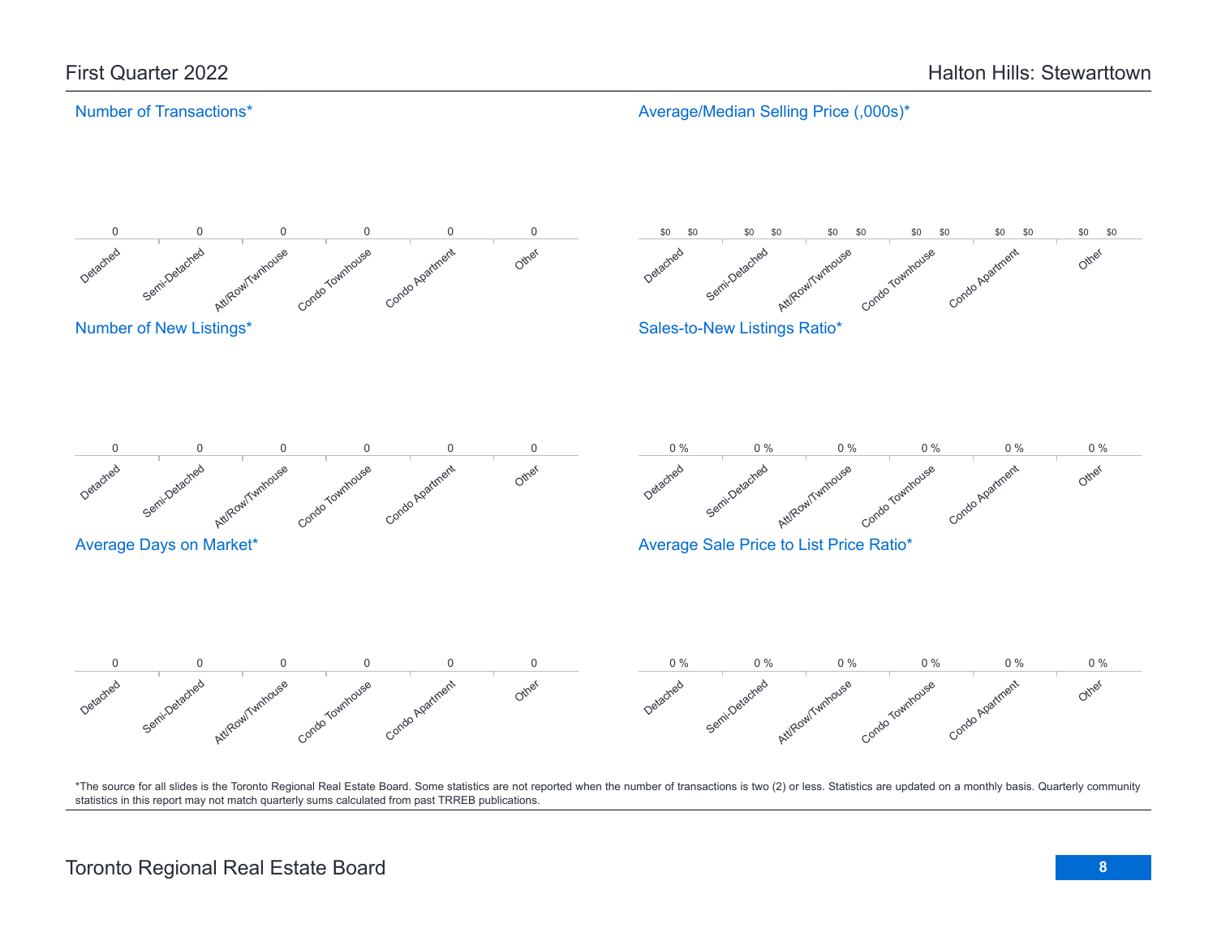First Quarter 2022

Halton Hills: Stewarttown

## Number of Transactions*

0 0 0 0 0 0

Detached Semi-Detached Att/Row/Twnhouse Condo Townhouse Condo Apartment Other

## Average/Median Selling Price (,000s)*

$0 $0 $0 $0 $0 $0 $0 $0 $0 $0 $0 $0

Detached Semi-Detached Att/Row/Twnhouse Condo Townhouse Condo Apartment Other

## Number of New Listings*

0 0 0 0 0 0

Detached Semi-Detached Att/Row/Twnhouse Condo Townhouse Condo Apartment Other

## Sales-to-New Listings Ratio*

0 % 0 % 0 % 0 % 0 % 0 %

Detached Semi-Detached Att/Row/Twnhouse Condo Townhouse Condo Apartment Other

## Average Days on Market*

0 0 0 0 0 0

Detached Semi-Detached Att/Row/Twnhouse Condo Townhouse Condo Apartment Other

## Average Sale Price to List Price Ratio*

0 % 0 % 0 % 0 % 0 % 0 %

Detached Semi-Detached Att/Row/Twnhouse Condo Townhouse Condo Apartment Other

*The source for all slides is the Toronto Regional Real Estate Board. Some statistics are not reported when the number of transactions is two (2) or less. Statistics are updated on a monthly basis. Quarterly community statistics in this report may not match quarterly sums calculated from past TRREB publications.

Toronto Regional Real Estate Board